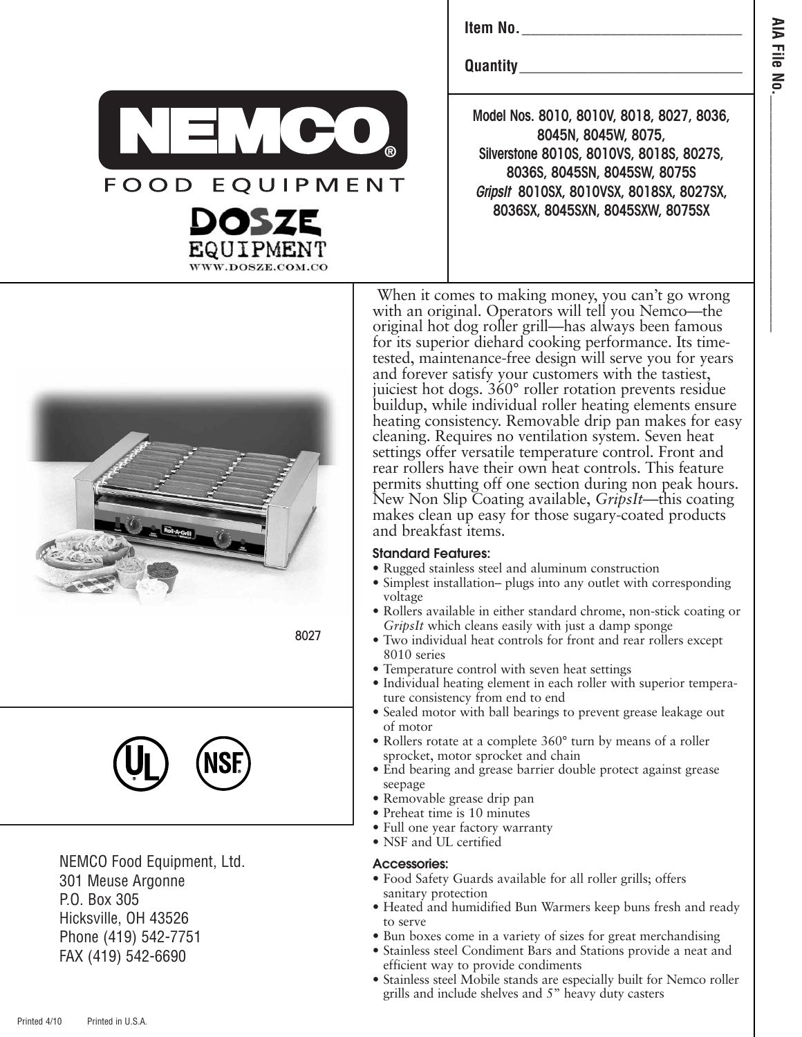NEMCO® FOOD EQUIPMENT

DOSZE EQUIPMENT
WWW.DOSZE.COM.CO

Item No. ______________________________

Quantity ______________________________

AIA File No. ______________________________

**Model Nos. 8010, 8010V, 8018, 8027, 8036, 8045N, 8045W, 8075,**
**Silverstone 8010S, 8010VS, 8018S, 8027S, 8036S, 8045SN, 8045SW, 8075S**
***GripsIt* 8010SX, 8010VSX, 8018SX, 8027SX, 8036SX, 8045SXN, 8045SXW, 8075SX**

8027

When it comes to making money, you can't go wrong with an original. Operators will tell you Nemco—the original hot dog roller grill—has always been famous for its superior diehard cooking performance. Its time-tested, maintenance-free design will serve you for years and forever satisfy your customers with the tastiest, juiciest hot dogs. 360° roller rotation prevents residue buildup, while individual roller heating elements ensure heating consistency. Removable drip pan makes for easy cleaning. Requires no ventilation system. Seven heat settings offer versatile temperature control. Front and rear rollers have their own heat controls. This feature permits shutting off one section during non peak hours. New Non Slip Coating available, *GripsIt*—this coating makes clean up easy for those sugary-coated products and breakfast items.

### Standard Features:

- Rugged stainless steel and aluminum construction
- Simplest installation– plugs into any outlet with corresponding voltage
- Rollers available in either standard chrome, non-stick coating or *GripsIt* which cleans easily with just a damp sponge
- Two individual heat controls for front and rear rollers except 8010 series
- Temperature control with seven heat settings
- Individual heating element in each roller with superior temperature consistency from end to end
- Sealed motor with ball bearings to prevent grease leakage out of motor
- Rollers rotate at a complete 360° turn by means of a roller sprocket, motor sprocket and chain
- End bearing and grease barrier double protect against grease seepage
- Removable grease drip pan
- Preheat time is 10 minutes
- Full one year factory warranty
- NSF and UL certified

### Accessories:

- Food Safety Guards available for all roller grills; offers sanitary protection
- Heated and humidified Bun Warmers keep buns fresh and ready to serve
- Bun boxes come in a variety of sizes for great merchandising
- Stainless steel Condiment Bars and Stations provide a neat and efficient way to provide condiments
- Stainless steel Mobile stands are especially built for Nemco roller grills and include shelves and 5" heavy duty casters

NEMCO Food Equipment, Ltd.
301 Meuse Argonne
P.O. Box 305
Hicksville, OH 43526
Phone (419) 542-7751
FAX (419) 542-6690

Printed 4/10    Printed in U.S.A.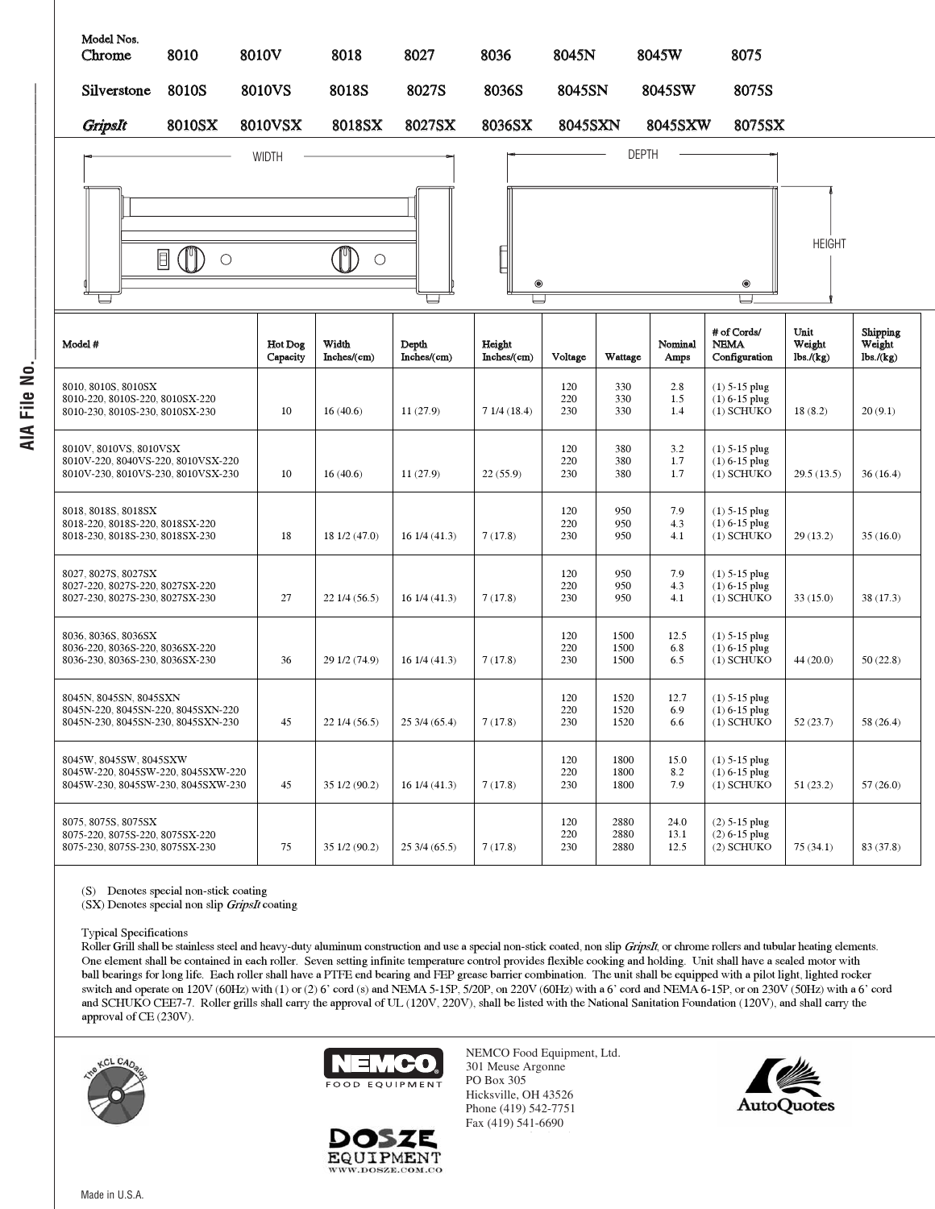Model Nos.

| | | | | | | | | |
|---|---|---|---|---|---|---|---|---|
| Chrome | 8010 | 8010V | 8018 | 8027 | 8036 | 8045N | 8045W | 8075 |
| Silverstone | 8010S | 8010VS | 8018S | 8027S | 8036S | 8045SN | 8045SW | 8075S |
| *GripsIt* | 8010SX | 8010VSX | 8018SX | 8027SX | 8036SX | 8045SXN | 8045SXW | 8075SX |

WIDTH

DEPTH

HEIGHT

AIA File No.\_\_\_\_\_\_\_\_\_\_

| Model # | Hot Dog Capacity | Width Inches/(cm) | Depth Inches/(cm) | Height Inches/(cm) | Voltage | Wattage | Nominal Amps | # of Cords/ NEMA Configuration | Unit Weight lbs./(kg) | Shipping Weight lbs./(kg) |
|---|---|---|---|---|---|---|---|---|---|---|
| 8010, 8010S, 8010SX<br>8010-220, 8010S-220, 8010SX-220<br>8010-230, 8010S-230, 8010SX-230 | 10 | 16 (40.6) | 11 (27.9) | 7 1/4 (18.4) | 120<br>220<br>230 | 330<br>330<br>330 | 2.8<br>1.5<br>1.4 | (1) 5-15 plug<br>(1) 6-15 plug<br>(1) SCHUKO | 18 (8.2) | 20 (9.1) |
| 8010V, 8010VS, 8010VSX<br>8010V-220, 8040VS-220, 8010VSX-220<br>8010V-230, 8010VS-230, 8010VSX-230 | 10 | 16 (40.6) | 11 (27.9) | 22 (55.9) | 120<br>220<br>230 | 380<br>380<br>380 | 3.2<br>1.7<br>1.7 | (1) 5-15 plug<br>(1) 6-15 plug<br>(1) SCHUKO | 29.5 (13.5) | 36 (16.4) |
| 8018, 8018S, 8018SX<br>8018-220, 8018S-220, 8018SX-220<br>8018-230, 8018S-230, 8018SX-230 | 18 | 18 1/2 (47.0) | 16 1/4 (41.3) | 7 (17.8) | 120<br>220<br>230 | 950<br>950<br>950 | 7.9<br>4.3<br>4.1 | (1) 5-15 plug<br>(1) 6-15 plug<br>(1) SCHUKO | 29 (13.2) | 35 (16.0) |
| 8027, 8027S, 8027SX<br>8027-220, 8027S-220, 8027SX-220<br>8027-230, 8027S-230, 8027SX-230 | 27 | 22 1/4 (56.5) | 16 1/4 (41.3) | 7 (17.8) | 120<br>220<br>230 | 950<br>950<br>950 | 7.9<br>4.3<br>4.1 | (1) 5-15 plug<br>(1) 6-15 plug<br>(1) SCHUKO | 33 (15.0) | 38 (17.3) |
| 8036, 8036S, 8036SX<br>8036-220, 8036S-220, 8036SX-220<br>8036-230, 8036S-230, 8036SX-230 | 36 | 29 1/2 (74.9) | 16 1/4 (41.3) | 7 (17.8) | 120<br>220<br>230 | 1500<br>1500<br>1500 | 12.5<br>6.8<br>6.5 | (1) 5-15 plug<br>(1) 6-15 plug<br>(1) SCHUKO | 44 (20.0) | 50 (22.8) |
| 8045N, 8045SN, 8045SXN<br>8045N-220, 8045SN-220, 8045SXN-220<br>8045N-230, 8045SN-230, 8045SXN-230 | 45 | 22 1/4 (56.5) | 25 3/4 (65.4) | 7 (17.8) | 120<br>220<br>230 | 1520<br>1520<br>1520 | 12.7<br>6.9<br>6.6 | (1) 5-15 plug<br>(1) 6-15 plug<br>(1) SCHUKO | 52 (23.7) | 58 (26.4) |
| 8045W, 8045SW, 8045SXW<br>8045W-220, 8045SW-220, 8045SXW-220<br>8045W-230, 8045SW-230, 8045SXW-230 | 45 | 35 1/2 (90.2) | 16 1/4 (41.3) | 7 (17.8) | 120<br>220<br>230 | 1800<br>1800<br>1800 | 15.0<br>8.2<br>7.9 | (1) 5-15 plug<br>(1) 6-15 plug<br>(1) SCHUKO | 51 (23.2) | 57 (26.0) |
| 8075, 8075S, 8075SX<br>8075-220, 8075S-220, 8075SX-220<br>8075-230, 8075S-230, 8075SX-230 | 75 | 35 1/2 (90.2) | 25 3/4 (65.5) | 7 (17.8) | 120<br>220<br>230 | 2880<br>2880<br>2880 | 24.0<br>13.1<br>12.5 | (2) 5-15 plug<br>(2) 6-15 plug<br>(2) SCHUKO | 75 (34.1) | 83 (37.8) |

(S) Denotes special non-stick coating
(SX) Denotes special non slip *GripsIt* coating

Typical Specifications
Roller Grill shall be stainless steel and heavy-duty aluminum construction and use a special non-stick coated, non slip *GripsIt*, or chrome rollers and tubular heating elements. One element shall be contained in each roller. Seven setting infinite temperature control provides flexible cooking and holding. Unit shall have a sealed motor with ball bearings for long life. Each roller shall have a PTFE end bearing and FEP grease barrier combination. The unit shall be equipped with a pilot light, lighted rocker switch and operate on 120V (60Hz) with (1) or (2) 6' cord (s) and NEMA 5-15P, 5/20P, on 220V (60Hz) with a 6' cord and NEMA 6-15P, or on 230V (50Hz) with a 6' cord and SCHUKO CEE7-7. Roller grills shall carry the approval of UL (120V, 220V), shall be listed with the National Sanitation Foundation (120V), and shall carry the approval of CE (230V).

The KCL CADalog

NEMCO FOOD EQUIPMENT

DOSZE EQUIPMENT
WWW.DOSZE.COM.CO

NEMCO Food Equipment, Ltd.
301 Meuse Argonne
PO Box 305
Hicksville, OH 43526
Phone (419) 542-7751
Fax (419) 541-6690

AutoQuotes

Made in U.S.A.